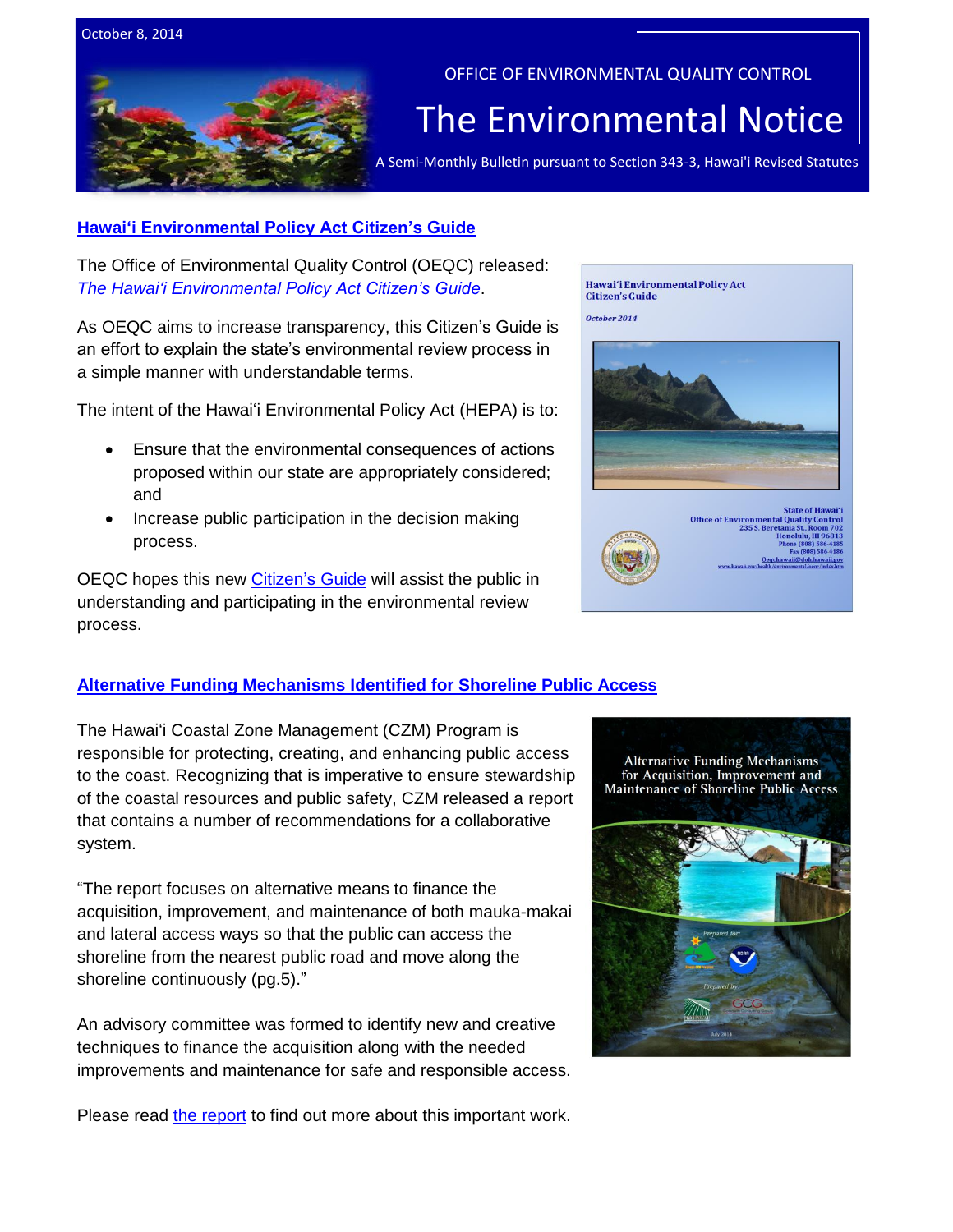October 8, 2014

OFFICE OF ENVIRONMENTAL QUALITY CONTROL

# The Environmental Notice

A Semi-Monthly Bulletin pursuant to Section 343-3, Hawai'i Revised Statutes

## Hawaiʻi Environmental Policy Act Citizen's Guide

The Office of Environmental Quality Control (OEQC) released: *The Hawaiʻi Environmental Policy Act Citizen's Guide*.

As OEQC aims to increase transparency, this Citizen's Guide is an effort to explain the state's environmental review process in a simple manner with understandable terms.

The intent of the Hawaiʻi Environmental Policy Act (HEPA) is to:

- Ensure that the environmental consequences of actions proposed within our state are appropriately considered; and
- Increase public participation in the decision making process.

OEQC hopes this new Citizen's Guide will assist the public in understanding and participating in the environmental review process.

## Alternative Funding Mechanisms Identified for Shoreline Public Access

The Hawaiʻi Coastal Zone Management (CZM) Program is responsible for protecting, creating, and enhancing public access to the coast. Recognizing that is imperative to ensure stewardship of the coastal resources and public safety, CZM released a report that contains a number of recommendations for a collaborative system.

"The report focuses on alternative means to finance the acquisition, improvement, and maintenance of both mauka-makai and lateral access ways so that the public can access the shoreline from the nearest public road and move along the shoreline continuously (pg.5)."

An advisory committee was formed to identify new and creative techniques to finance the acquisition along with the needed improvements and maintenance for safe and responsible access.

Please read the report to find out more about this important work.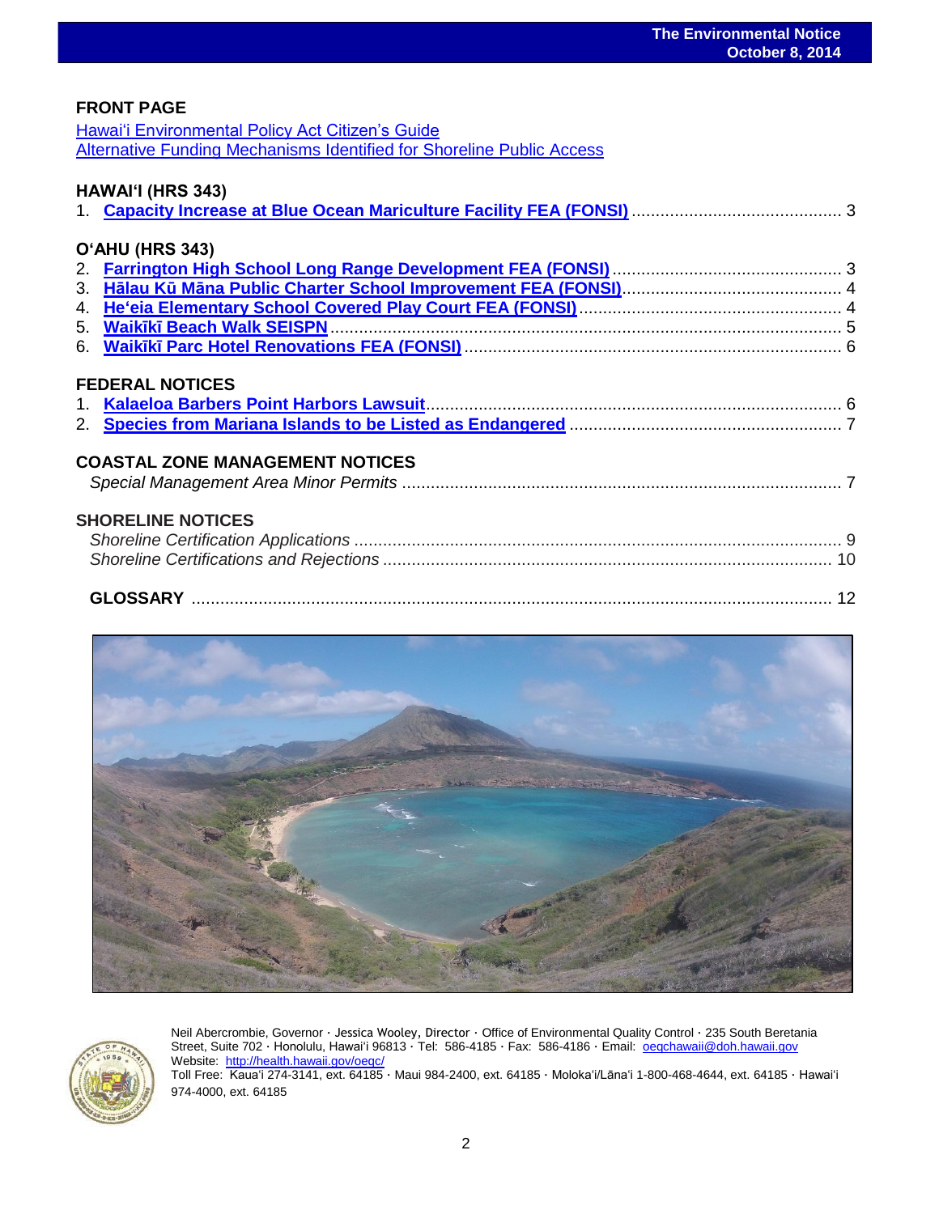## FRONT PAGE

[Hawai'i Environmental Policy Act Citizen's Guide](#)
[Alternative Funding Mechanisms Identified for Shoreline Public Access](#)

## HAWAI'I (HRS 343)

1. **Capacity Increase at Blue Ocean Mariculture Facility FEA (FONSI)** ... 3

## O'AHU (HRS 343)

2. **Farrington High School Long Range Development FEA (FONSI)** ... 3
3. **Hālau Kū Māna Public Charter School Improvement FEA (FONSI)** ... 4
4. **He'eia Elementary School Covered Play Court FEA (FONSI)** ... 4
5. **Waikīkī Beach Walk SEISPN** ... 5
6. **Waikīkī Parc Hotel Renovations FEA (FONSI)** ... 6

## FEDERAL NOTICES

1. **Kalaeloa Barbers Point Harbors Lawsuit** ... 6
2. **Species from Mariana Islands to be Listed as Endangered** ... 7

## COASTAL ZONE MANAGEMENT NOTICES

*Special Management Area Minor Permits* ... 7

## SHORELINE NOTICES

*Shoreline Certification Applications* ... 9
*Shoreline Certifications and Rejections* ... 10

## GLOSSARY ... 12

Neil Abercrombie, Governor · Jessica Wooley, Director · Office of Environmental Quality Control · 235 South Beretania Street, Suite 702 · Honolulu, Hawai'i 96813 · Tel: 586-4185 · Fax: 586-4186 · Email: oeqchawaii@doh.hawaii.gov
Website: http://health.hawaii.gov/oeqc/
Toll Free: Kaua'i 274-3141, ext. 64185 · Maui 984-2400, ext. 64185 · Moloka'i/Lāna'i 1-800-468-4644, ext. 64185 · Hawai'i 974-4000, ext. 64185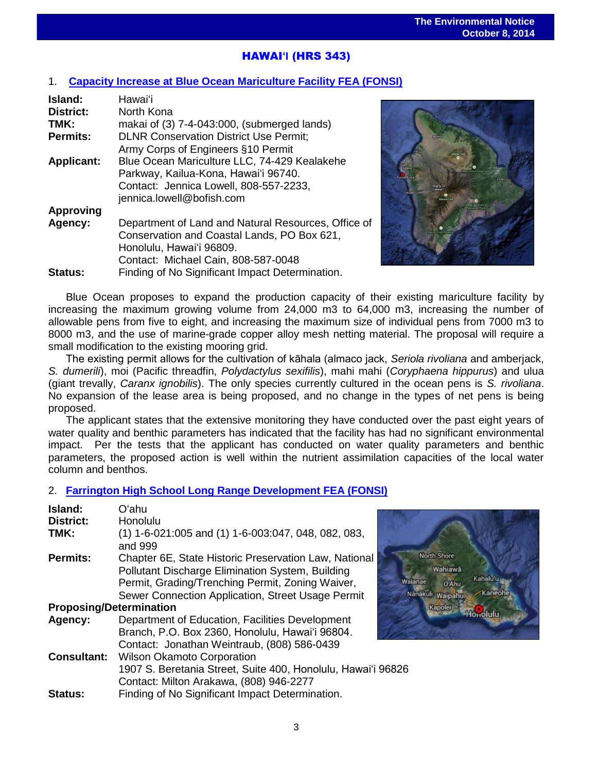## HAWAIʻI (HRS 343)

### 1. Capacity Increase at Blue Ocean Mariculture Facility FEA (FONSI)

**Island:** Hawaiʻi
**District:** North Kona
**TMK:** makai of (3) 7-4-043:000, (submerged lands)
**Permits:** DLNR Conservation District Use Permit; Army Corps of Engineers §10 Permit
**Applicant:** Blue Ocean Mariculture LLC, 74-429 Kealakehe Parkway, Kailua-Kona, Hawaiʻi 96740. Contact: Jennica Lowell, 808-557-2233, jennica.lowell@bofish.com
**Approving Agency:** Department of Land and Natural Resources, Office of Conservation and Coastal Lands, PO Box 621, Honolulu, Hawaiʻi 96809. Contact: Michael Cain, 808-587-0048
**Status:** Finding of No Significant Impact Determination.

Blue Ocean proposes to expand the production capacity of their existing mariculture facility by increasing the maximum growing volume from 24,000 m3 to 64,000 m3, increasing the number of allowable pens from five to eight, and increasing the maximum size of individual pens from 7000 m3 to 8000 m3, and the use of marine-grade copper alloy mesh netting material. The proposal will require a small modification to the existing mooring grid.

The existing permit allows for the cultivation of kāhala (almaco jack, *Seriola rivoliana* and amberjack, *S. dumerili*), moi (Pacific threadfin, *Polydactylus sexifilis*), mahi mahi (*Coryphaena hippurus*) and ulua (giant trevally, *Caranx ignobilis*). The only species currently cultured in the ocean pens is *S. rivoliana*. No expansion of the lease area is being proposed, and no change in the types of net pens is being proposed.

The applicant states that the extensive monitoring they have conducted over the past eight years of water quality and benthic parameters has indicated that the facility has had no significant environmental impact. Per the tests that the applicant has conducted on water quality parameters and benthic parameters, the proposed action is well within the nutrient assimilation capacities of the local water column and benthos.

### 2. Farrington High School Long Range Development FEA (FONSI)

**Island:** Oʻahu
**District:** Honolulu
**TMK:** (1) 1-6-021:005 and (1) 1-6-003:047, 048, 082, 083, and 999
**Permits:** Chapter 6E, State Historic Preservation Law, National Pollutant Discharge Elimination System, Building Permit, Grading/Trenching Permit, Zoning Waiver, Sewer Connection Application, Street Usage Permit
**Proposing/Determination Agency:** Department of Education, Facilities Development Branch, P.O. Box 2360, Honolulu, Hawaiʻi 96804. Contact: Jonathan Weintraub, (808) 586-0439
**Consultant:** Wilson Okamoto Corporation, 1907 S. Beretania Street, Suite 400, Honolulu, Hawaiʻi 96826. Contact: Milton Arakawa, (808) 946-2277
**Status:** Finding of No Significant Impact Determination.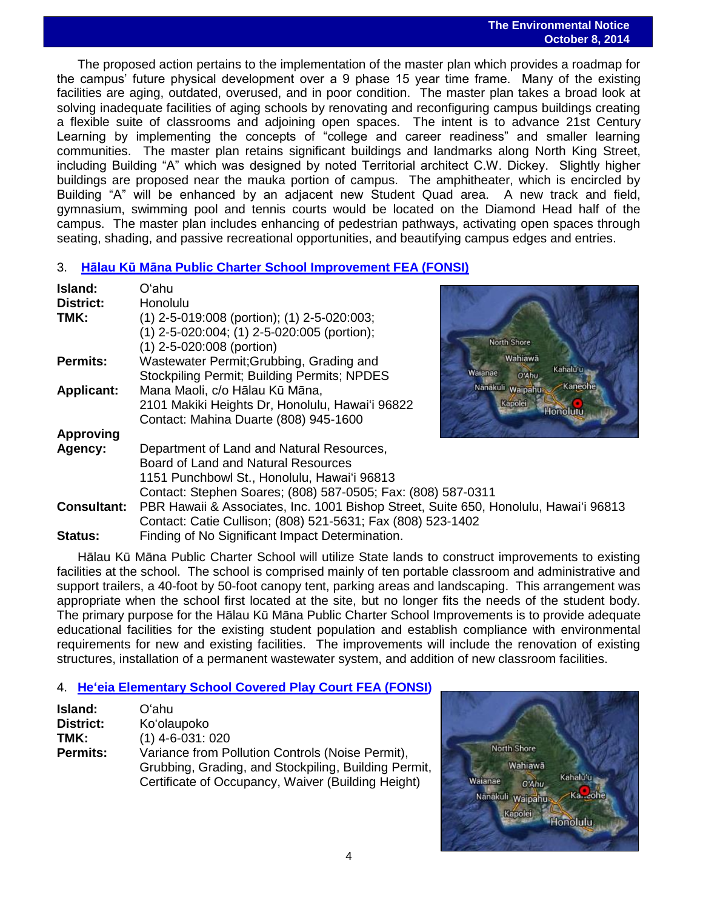The proposed action pertains to the implementation of the master plan which provides a roadmap for the campus' future physical development over a 9 phase 15 year time frame. Many of the existing facilities are aging, outdated, overused, and in poor condition. The master plan takes a broad look at solving inadequate facilities of aging schools by renovating and reconfiguring campus buildings creating a flexible suite of classrooms and adjoining open spaces. The intent is to advance 21st Century Learning by implementing the concepts of "college and career readiness" and smaller learning communities. The master plan retains significant buildings and landmarks along North King Street, including Building "A" which was designed by noted Territorial architect C.W. Dickey. Slightly higher buildings are proposed near the mauka portion of campus. The amphitheater, which is encircled by Building "A" will be enhanced by an adjacent new Student Quad area. A new track and field, gymnasium, swimming pool and tennis courts would be located on the Diamond Head half of the campus. The master plan includes enhancing of pedestrian pathways, activating open spaces through seating, shading, and passive recreational opportunities, and beautifying campus edges and entries.

## 3. Hālau Kū Māna Public Charter School Improvement FEA (FONSI)

**Island:** Oʻahu
**District:** Honolulu
**TMK:** (1) 2-5-019:008 (portion); (1) 2-5-020:003; (1) 2-5-020:004; (1) 2-5-020:005 (portion); (1) 2-5-020:008 (portion)
**Permits:** Wastewater Permit;Grubbing, Grading and Stockpiling Permit; Building Permits; NPDES
**Applicant:** Mana Maoli, c/o Hālau Kū Māna, 2101 Makiki Heights Dr, Honolulu, Hawaiʻi 96822
Contact: Mahina Duarte (808) 945-1600
**Approving Agency:** Department of Land and Natural Resources, Board of Land and Natural Resources
1151 Punchbowl St., Honolulu, Hawaiʻi 96813
Contact: Stephen Soares; (808) 587-0505; Fax: (808) 587-0311
**Consultant:** PBR Hawaii & Associates, Inc. 1001 Bishop Street, Suite 650, Honolulu, Hawaiʻi 96813
Contact: Catie Cullison; (808) 521-5631; Fax (808) 523-1402
**Status:** Finding of No Significant Impact Determination.

Hālau Kū Māna Public Charter School will utilize State lands to construct improvements to existing facilities at the school. The school is comprised mainly of ten portable classroom and administrative and support trailers, a 40-foot by 50-foot canopy tent, parking areas and landscaping. This arrangement was appropriate when the school first located at the site, but no longer fits the needs of the student body. The primary purpose for the Hālau Kū Māna Public Charter School Improvements is to provide adequate educational facilities for the existing student population and establish compliance with environmental requirements for new and existing facilities. The improvements will include the renovation of existing structures, installation of a permanent wastewater system, and addition of new classroom facilities.

## 4. Heʻeia Elementary School Covered Play Court FEA (FONSI)

**Island:** Oʻahu
**District:** Koʻolaupoko
**TMK:** (1) 4-6-031: 020
**Permits:** Variance from Pollution Controls (Noise Permit), Grubbing, Grading, and Stockpiling, Building Permit, Certificate of Occupancy, Waiver (Building Height)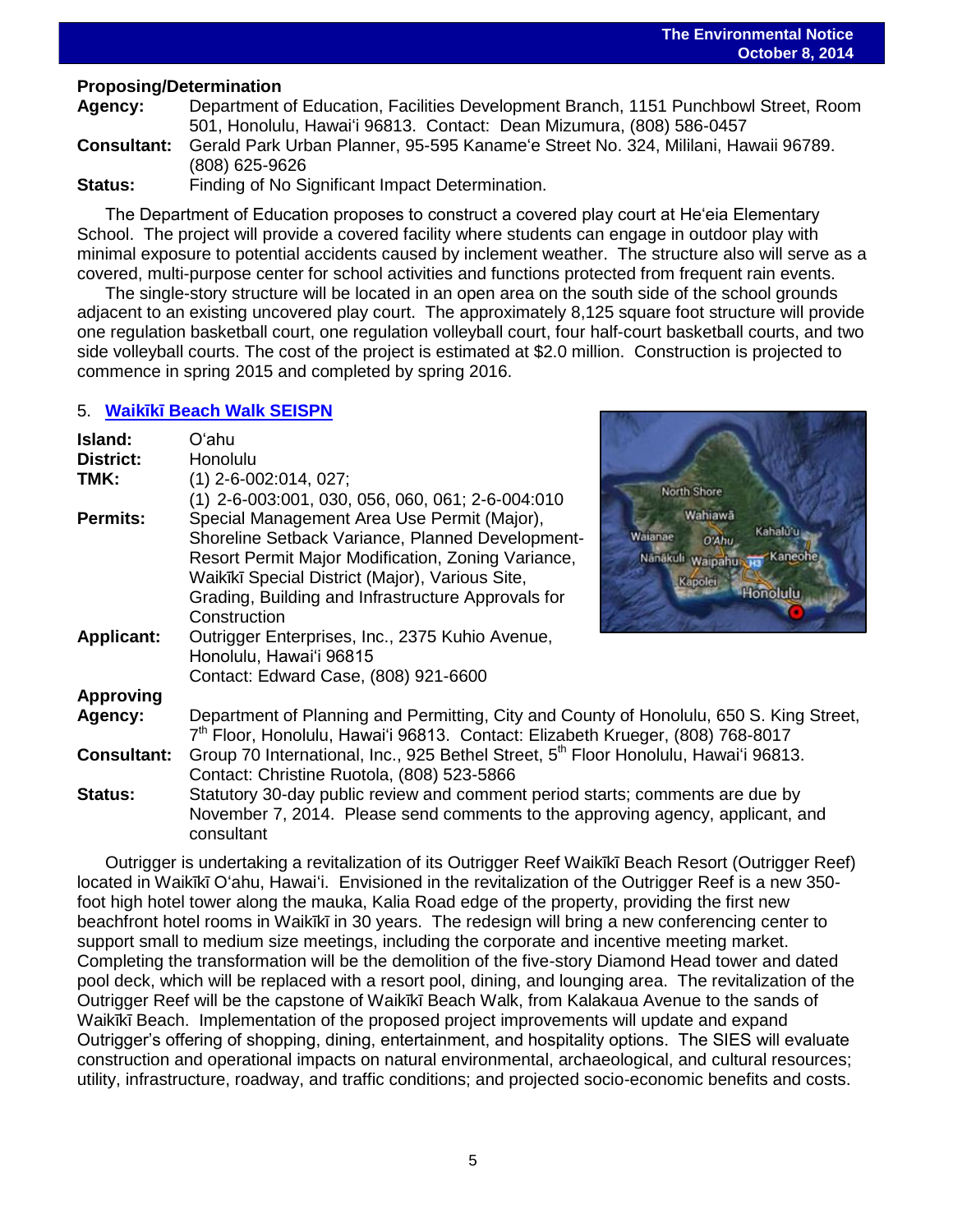**Proposing/Determination**

**Agency:** Department of Education, Facilities Development Branch, 1151 Punchbowl Street, Room 501, Honolulu, Hawai'i 96813. Contact: Dean Mizumura, (808) 586-0457

**Consultant:** Gerald Park Urban Planner, 95-595 Kaname'e Street No. 324, Mililani, Hawaii 96789. (808) 625-9626

**Status:** Finding of No Significant Impact Determination.

The Department of Education proposes to construct a covered play court at He'eia Elementary School. The project will provide a covered facility where students can engage in outdoor play with minimal exposure to potential accidents caused by inclement weather. The structure also will serve as a covered, multi-purpose center for school activities and functions protected from frequent rain events.

The single-story structure will be located in an open area on the south side of the school grounds adjacent to an existing uncovered play court. The approximately 8,125 square foot structure will provide one regulation basketball court, one regulation volleyball court, four half-court basketball courts, and two side volleyball courts. The cost of the project is estimated at $2.0 million. Construction is projected to commence in spring 2015 and completed by spring 2016.

## 5. Waikīkī Beach Walk SEISPN

**Island:** O'ahu

**District:** Honolulu

**TMK:** (1) 2-6-002:014, 027; (1) 2-6-003:001, 030, 056, 060, 061; 2-6-004:010

**Permits:** Special Management Area Use Permit (Major), Shoreline Setback Variance, Planned Development-Resort Permit Major Modification, Zoning Variance, Waikīkī Special District (Major), Various Site, Grading, Building and Infrastructure Approvals for Construction

**Applicant:** Outrigger Enterprises, Inc., 2375 Kuhio Avenue, Honolulu, Hawai'i 96815 Contact: Edward Case, (808) 921-6600

**Approving Agency:** Department of Planning and Permitting, City and County of Honolulu, 650 S. King Street, 7th Floor, Honolulu, Hawai'i 96813. Contact: Elizabeth Krueger, (808) 768-8017

**Consultant:** Group 70 International, Inc., 925 Bethel Street, 5th Floor Honolulu, Hawai'i 96813. Contact: Christine Ruotola, (808) 523-5866

**Status:** Statutory 30-day public review and comment period starts; comments are due by November 7, 2014. Please send comments to the approving agency, applicant, and consultant

Outrigger is undertaking a revitalization of its Outrigger Reef Waikīkī Beach Resort (Outrigger Reef) located in Waikīkī O'ahu, Hawai'i. Envisioned in the revitalization of the Outrigger Reef is a new 350-foot high hotel tower along the mauka, Kalia Road edge of the property, providing the first new beachfront hotel rooms in Waikīkī in 30 years. The redesign will bring a new conferencing center to support small to medium size meetings, including the corporate and incentive meeting market. Completing the transformation will be the demolition of the five-story Diamond Head tower and dated pool deck, which will be replaced with a resort pool, dining, and lounging area. The revitalization of the Outrigger Reef will be the capstone of Waikīkī Beach Walk, from Kalakaua Avenue to the sands of Waikīkī Beach. Implementation of the proposed project improvements will update and expand Outrigger's offering of shopping, dining, entertainment, and hospitality options. The SIES will evaluate construction and operational impacts on natural environmental, archaeological, and cultural resources; utility, infrastructure, roadway, and traffic conditions; and projected socio-economic benefits and costs.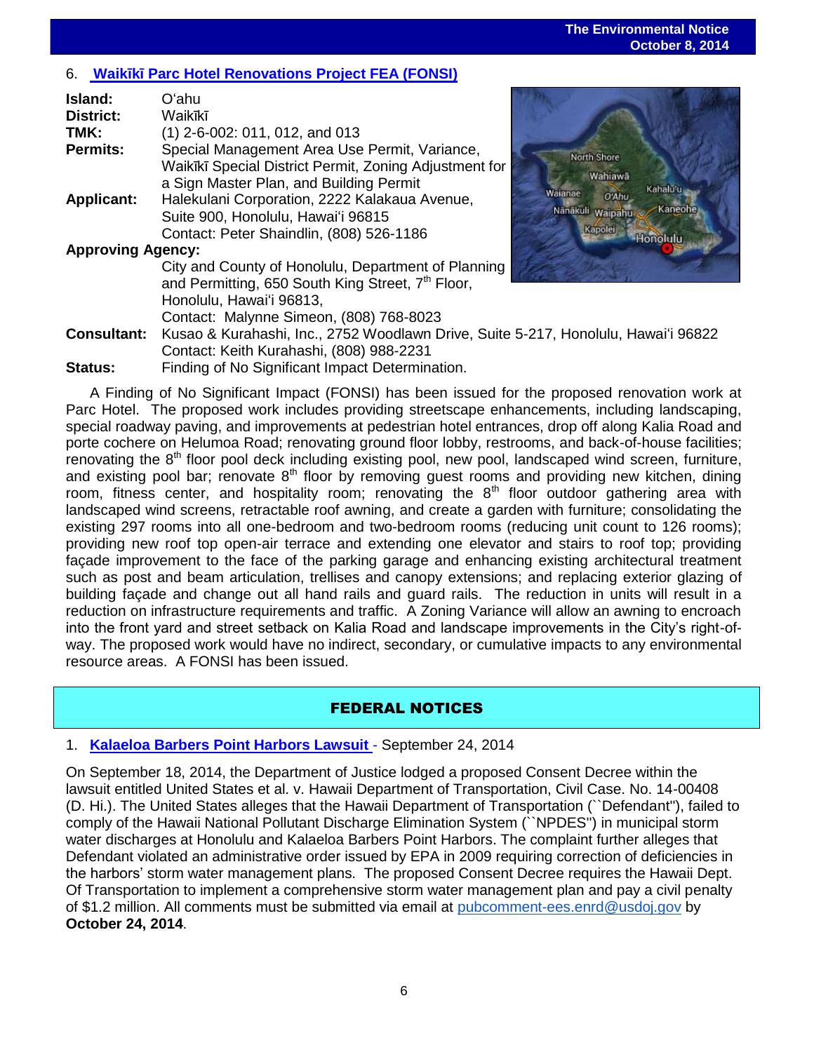## 6. Waikīkī Parc Hotel Renovations Project FEA (FONSI)

**Island:** Oʻahu
**District:** Waikīkī
**TMK:** (1) 2-6-002: 011, 012, and 013
**Permits:** Special Management Area Use Permit, Variance, Waikīkī Special District Permit, Zoning Adjustment for a Sign Master Plan, and Building Permit
**Applicant:** Halekulani Corporation, 2222 Kalakaua Avenue, Suite 900, Honolulu, Hawaiʻi 96815
Contact: Peter Shaindlin, (808) 526-1186
**Approving Agency:** City and County of Honolulu, Department of Planning and Permitting, 650 South King Street, 7th Floor, Honolulu, Hawaiʻi 96813,
Contact: Malynne Simeon, (808) 768-8023
**Consultant:** Kusao & Kurahashi, Inc., 2752 Woodlawn Drive, Suite 5-217, Honolulu, Hawaiʻi 96822
Contact: Keith Kurahashi, (808) 988-2231
**Status:** Finding of No Significant Impact Determination.

A Finding of No Significant Impact (FONSI) has been issued for the proposed renovation work at Parc Hotel. The proposed work includes providing streetscape enhancements, including landscaping, special roadway paving, and improvements at pedestrian hotel entrances, drop off along Kalia Road and porte cochere on Helumoa Road; renovating ground floor lobby, restrooms, and back-of-house facilities; renovating the 8th floor pool deck including existing pool, new pool, landscaped wind screen, furniture, and existing pool bar; renovate 8th floor by removing guest rooms and providing new kitchen, dining room, fitness center, and hospitality room; renovating the 8th floor outdoor gathering area with landscaped wind screens, retractable roof awning, and create a garden with furniture; consolidating the existing 297 rooms into all one-bedroom and two-bedroom rooms (reducing unit count to 126 rooms); providing new roof top open-air terrace and extending one elevator and stairs to roof top; providing façade improvement to the face of the parking garage and enhancing existing architectural treatment such as post and beam articulation, trellises and canopy extensions; and replacing exterior glazing of building façade and change out all hand rails and guard rails. The reduction in units will result in a reduction on infrastructure requirements and traffic. A Zoning Variance will allow an awning to encroach into the front yard and street setback on Kalia Road and landscape improvements in the City's right-of-way. The proposed work would have no indirect, secondary, or cumulative impacts to any environmental resource areas. A FONSI has been issued.

# FEDERAL NOTICES

## 1. Kalaeloa Barbers Point Harbors Lawsuit - September 24, 2014

On September 18, 2014, the Department of Justice lodged a proposed Consent Decree within the lawsuit entitled United States et al. v. Hawaii Department of Transportation, Civil Case. No. 14-00408 (D. Hi.). The United States alleges that the Hawaii Department of Transportation (``Defendant''), failed to comply of the Hawaii National Pollutant Discharge Elimination System (``NPDES'') in municipal storm water discharges at Honolulu and Kalaeloa Barbers Point Harbors. The complaint further alleges that Defendant violated an administrative order issued by EPA in 2009 requiring correction of deficiencies in the harbors' storm water management plans. The proposed Consent Decree requires the Hawaii Dept. Of Transportation to implement a comprehensive storm water management plan and pay a civil penalty of $1.2 million. All comments must be submitted via email at pubcomment-ees.enrd@usdoj.gov by **October 24, 2014**.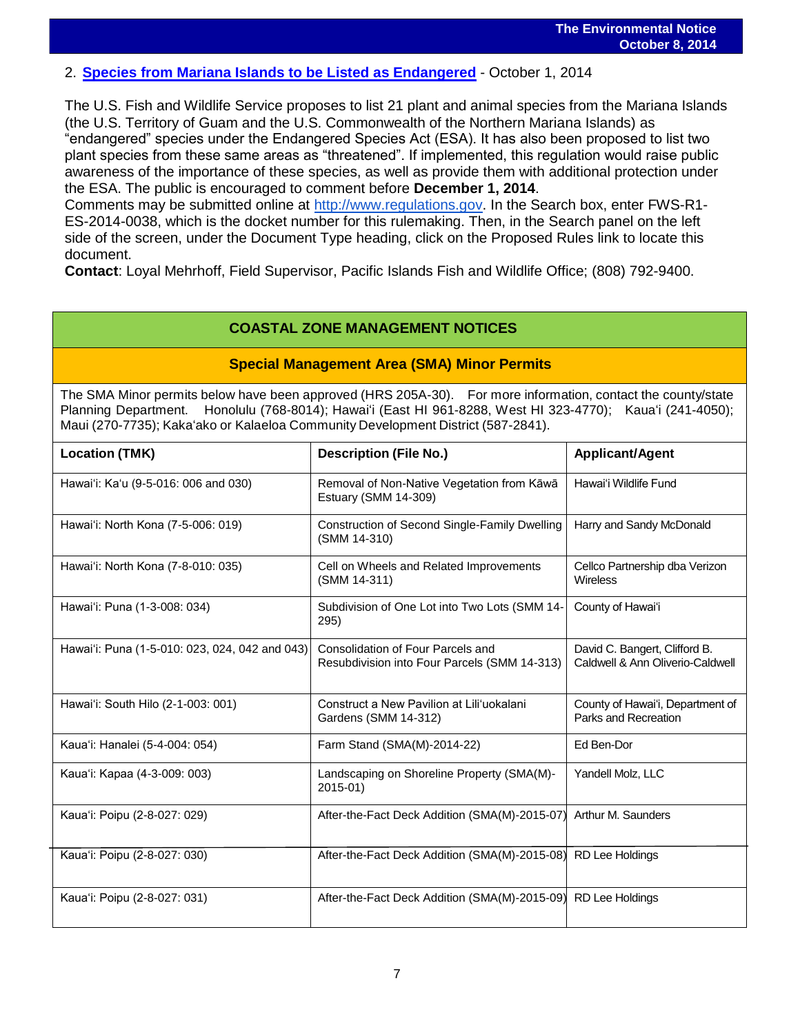2. **[Species from Mariana Islands to be Listed as Endangered](#)** - October 1, 2014

The U.S. Fish and Wildlife Service proposes to list 21 plant and animal species from the Mariana Islands (the U.S. Territory of Guam and the U.S. Commonwealth of the Northern Mariana Islands) as "endangered" species under the Endangered Species Act (ESA). It has also been proposed to list two plant species from these same areas as "threatened". If implemented, this regulation would raise public awareness of the importance of these species, as well as provide them with additional protection under the ESA. The public is encouraged to comment before **December 1, 2014**.
Comments may be submitted online at http://www.regulations.gov. In the Search box, enter FWS-R1-ES-2014-0038, which is the docket number for this rulemaking. Then, in the Search panel on the left side of the screen, under the Document Type heading, click on the Proposed Rules link to locate this document.
**Contact**: Loyal Mehrhoff, Field Supervisor, Pacific Islands Fish and Wildlife Office; (808) 792-9400.

## COASTAL ZONE MANAGEMENT NOTICES

### Special Management Area (SMA) Minor Permits

The SMA Minor permits below have been approved (HRS 205A-30). For more information, contact the county/state Planning Department. Honolulu (768-8014); Hawai'i (East HI 961-8288, West HI 323-4770); Kaua'i (241-4050); Maui (270-7735); Kaka'ako or Kalaeloa Community Development District (587-2841).

| Location (TMK) | Description (File No.) | Applicant/Agent |
|---|---|---|
| Hawai'i: Ka'u (9-5-016: 006 and 030) | Removal of Non-Native Vegetation from Kāwā Estuary (SMM 14-309) | Hawai'i Wildlife Fund |
| Hawai'i: North Kona (7-5-006: 019) | Construction of Second Single-Family Dwelling (SMM 14-310) | Harry and Sandy McDonald |
| Hawai'i: North Kona (7-8-010: 035) | Cell on Wheels and Related Improvements (SMM 14-311) | Cellco Partnership dba Verizon Wireless |
| Hawai'i: Puna (1-3-008: 034) | Subdivision of One Lot into Two Lots (SMM 14-295) | County of Hawai'i |
| Hawai'i: Puna (1-5-010: 023, 024, 042 and 043) | Consolidation of Four Parcels and Resubdivision into Four Parcels (SMM 14-313) | David C. Bangert, Clifford B. Caldwell & Ann Oliverio-Caldwell |
| Hawai'i: South Hilo (2-1-003: 001) | Construct a New Pavilion at Lili'uokalani Gardens (SMM 14-312) | County of Hawai'i, Department of Parks and Recreation |
| Kaua'i: Hanalei (5-4-004: 054) | Farm Stand (SMA(M)-2014-22) | Ed Ben-Dor |
| Kaua'i: Kapaa (4-3-009: 003) | Landscaping on Shoreline Property (SMA(M)-2015-01) | Yandell Molz, LLC |
| Kaua'i: Poipu (2-8-027: 029) | After-the-Fact Deck Addition (SMA(M)-2015-07) | Arthur M. Saunders |
| Kaua'i: Poipu (2-8-027: 030) | After-the-Fact Deck Addition (SMA(M)-2015-08) | RD Lee Holdings |
| Kaua'i: Poipu (2-8-027: 031) | After-the-Fact Deck Addition (SMA(M)-2015-09) | RD Lee Holdings |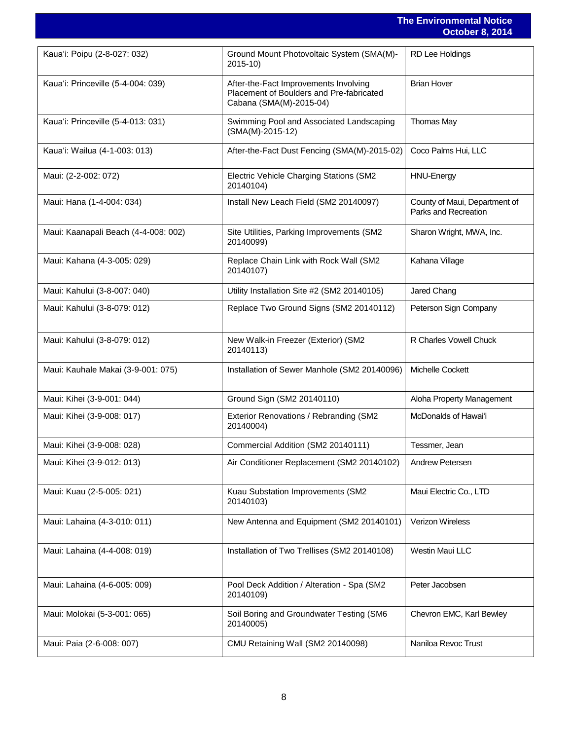| | | |
|---|---|---|
| Kaua'i: Poipu (2-8-027: 032) | Ground Mount Photovoltaic System (SMA(M)-2015-10) | RD Lee Holdings |
| Kaua'i: Princeville (5-4-004: 039) | After-the-Fact Improvements Involving Placement of Boulders and Pre-fabricated Cabana (SMA(M)-2015-04) | Brian Hover |
| Kaua'i: Princeville (5-4-013: 031) | Swimming Pool and Associated Landscaping (SMA(M)-2015-12) | Thomas May |
| Kaua'i: Wailua (4-1-003: 013) | After-the-Fact Dust Fencing (SMA(M)-2015-02) | Coco Palms Hui, LLC |
| Maui: (2-2-002: 072) | Electric Vehicle Charging Stations (SM2 20140104) | HNU-Energy |
| Maui: Hana (1-4-004: 034) | Install New Leach Field (SM2 20140097) | County of Maui, Department of Parks and Recreation |
| Maui: Kaanapali Beach (4-4-008: 002) | Site Utilities, Parking Improvements (SM2 20140099) | Sharon Wright, MWA, Inc. |
| Maui: Kahana (4-3-005: 029) | Replace Chain Link with Rock Wall (SM2 20140107) | Kahana Village |
| Maui: Kahului (3-8-007: 040) | Utility Installation Site #2 (SM2 20140105) | Jared Chang |
| Maui: Kahului (3-8-079: 012) | Replace Two Ground Signs (SM2 20140112) | Peterson Sign Company |
| Maui: Kahului (3-8-079: 012) | New Walk-in Freezer (Exterior) (SM2 20140113) | R Charles Vowell Chuck |
| Maui: Kauhale Makai (3-9-001: 075) | Installation of Sewer Manhole (SM2 20140096) | Michelle Cockett |
| Maui: Kihei (3-9-001: 044) | Ground Sign (SM2 20140110) | Aloha Property Management |
| Maui: Kihei (3-9-008: 017) | Exterior Renovations / Rebranding (SM2 20140004) | McDonalds of Hawai'i |
| Maui: Kihei (3-9-008: 028) | Commercial Addition (SM2 20140111) | Tessmer, Jean |
| Maui: Kihei (3-9-012: 013) | Air Conditioner Replacement (SM2 20140102) | Andrew Petersen |
| Maui: Kuau (2-5-005: 021) | Kuau Substation Improvements (SM2 20140103) | Maui Electric Co., LTD |
| Maui: Lahaina (4-3-010: 011) | New Antenna and Equipment (SM2 20140101) | Verizon Wireless |
| Maui: Lahaina (4-4-008: 019) | Installation of Two Trellises (SM2 20140108) | Westin Maui LLC |
| Maui: Lahaina (4-6-005: 009) | Pool Deck Addition / Alteration - Spa (SM2 20140109) | Peter Jacobsen |
| Maui: Molokai (5-3-001: 065) | Soil Boring and Groundwater Testing (SM6 20140005) | Chevron EMC, Karl Bewley |
| Maui: Paia (2-6-008: 007) | CMU Retaining Wall (SM2 20140098) | Naniloa Revoc Trust |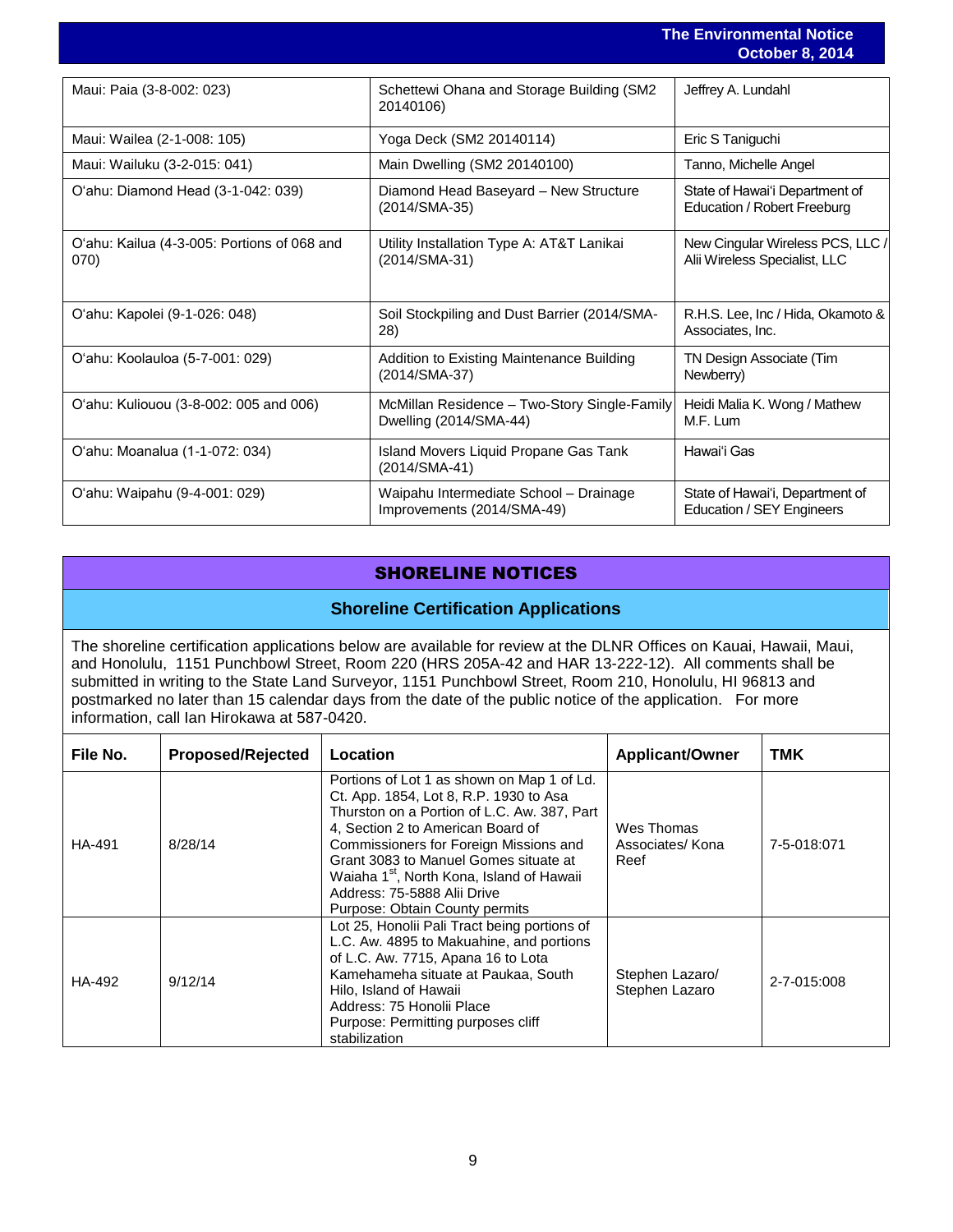| | | |
|---|---|---|
| Maui: Paia (3-8-002: 023) | Schettewi Ohana and Storage Building (SM2 20140106) | Jeffrey A. Lundahl |
| Maui: Wailea (2-1-008: 105) | Yoga Deck (SM2 20140114) | Eric S Taniguchi |
| Maui: Wailuku (3-2-015: 041) | Main Dwelling (SM2 20140100) | Tanno, Michelle Angel |
| O'ahu: Diamond Head (3-1-042: 039) | Diamond Head Baseyard – New Structure (2014/SMA-35) | State of Hawai'i Department of Education / Robert Freeburg |
| O'ahu: Kailua (4-3-005: Portions of 068 and 070) | Utility Installation Type A: AT&T Lanikai (2014/SMA-31) | New Cingular Wireless PCS, LLC / Alii Wireless Specialist, LLC |
| O'ahu: Kapolei (9-1-026: 048) | Soil Stockpiling and Dust Barrier (2014/SMA-28) | R.H.S. Lee, Inc / Hida, Okamoto & Associates, Inc. |
| O'ahu: Koolauloa (5-7-001: 029) | Addition to Existing Maintenance Building (2014/SMA-37) | TN Design Associate (Tim Newberry) |
| O'ahu: Kuliouou (3-8-002: 005 and 006) | McMillan Residence – Two-Story Single-Family Dwelling (2014/SMA-44) | Heidi Malia K. Wong / Mathew M.F. Lum |
| O'ahu: Moanalua (1-1-072: 034) | Island Movers Liquid Propane Gas Tank (2014/SMA-41) | Hawai'i Gas |
| O'ahu: Waipahu (9-4-001: 029) | Waipahu Intermediate School – Drainage Improvements (2014/SMA-49) | State of Hawai'i, Department of Education / SEY Engineers |

# SHORELINE NOTICES

## Shoreline Certification Applications

The shoreline certification applications below are available for review at the DLNR Offices on Kauai, Hawaii, Maui, and Honolulu, 1151 Punchbowl Street, Room 220 (HRS 205A-42 and HAR 13-222-12). All comments shall be submitted in writing to the State Land Surveyor, 1151 Punchbowl Street, Room 210, Honolulu, HI 96813 and postmarked no later than 15 calendar days from the date of the public notice of the application. For more information, call Ian Hirokawa at 587-0420.

| File No. | Proposed/Rejected | Location | Applicant/Owner | TMK |
|---|---|---|---|---|
| HA-491 | 8/28/14 | Portions of Lot 1 as shown on Map 1 of Ld. Ct. App. 1854, Lot 8, R.P. 1930 to Asa Thurston on a Portion of L.C. Aw. 387, Part 4, Section 2 to American Board of Commissioners for Foreign Missions and Grant 3083 to Manuel Gomes situate at Waiaha 1st, North Kona, Island of Hawaii<br>Address: 75-5888 Alii Drive<br>Purpose: Obtain County permits | Wes Thomas Associates/ Kona Reef | 7-5-018:071 |
| HA-492 | 9/12/14 | Lot 25, Honolii Pali Tract being portions of L.C. Aw. 4895 to Makuahine, and portions of L.C. Aw. 7715, Apana 16 to Lota Kamehameha situate at Paukaa, South Hilo, Island of Hawaii<br>Address: 75 Honolii Place<br>Purpose: Permitting purposes cliff stabilization | Stephen Lazaro/ Stephen Lazaro | 2-7-015:008 |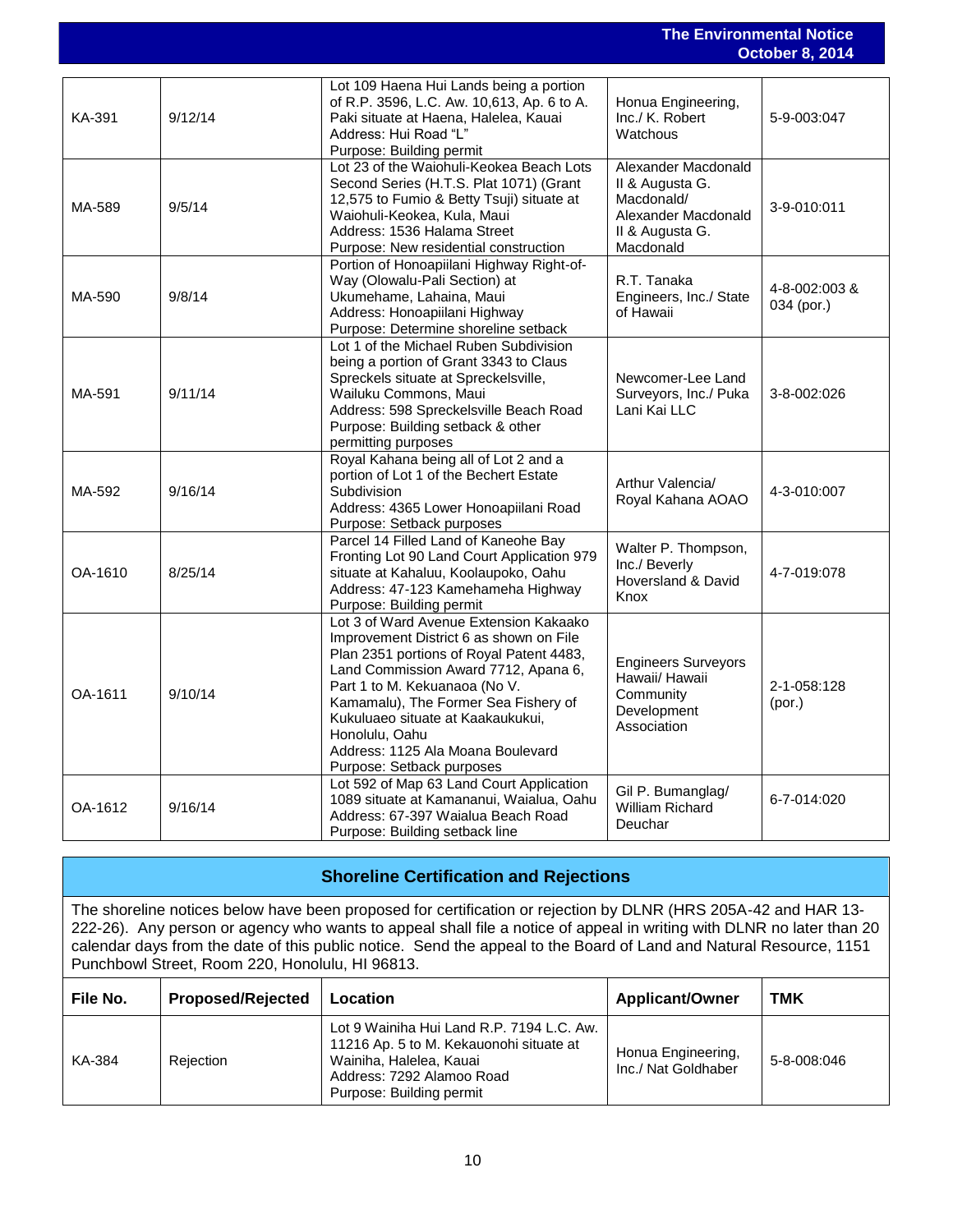| | | | | |
|---|---|---|---|---|
| KA-391 | 9/12/14 | Lot 109 Haena Hui Lands being a portion of R.P. 3596, L.C. Aw. 10,613, Ap. 6 to A. Paki situate at Haena, Halelea, Kauai<br>Address: Hui Road "L"<br>Purpose: Building permit | Honua Engineering, Inc./ K. Robert Watchous | 5-9-003:047 |
| MA-589 | 9/5/14 | Lot 23 of the Waiohuli-Keokea Beach Lots Second Series (H.T.S. Plat 1071) (Grant 12,575 to Fumio & Betty Tsuji) situate at Waiohuli-Keokea, Kula, Maui<br>Address: 1536 Halama Street<br>Purpose: New residential construction | Alexander Macdonald II & Augusta G. Macdonald/ Alexander Macdonald II & Augusta G. Macdonald | 3-9-010:011 |
| MA-590 | 9/8/14 | Portion of Honoapiilani Highway Right-of-Way (Olowalu-Pali Section) at Ukumehame, Lahaina, Maui<br>Address: Honoapiilani Highway<br>Purpose: Determine shoreline setback | R.T. Tanaka Engineers, Inc./ State of Hawaii | 4-8-002:003 & 034 (por.) |
| MA-591 | 9/11/14 | Lot 1 of the Michael Ruben Subdivision being a portion of Grant 3343 to Claus Spreckels situate at Spreckelsville, Wailuku Commons, Maui<br>Address: 598 Spreckelsville Beach Road<br>Purpose: Building setback & other permitting purposes | Newcomer-Lee Land Surveyors, Inc./ Puka Lani Kai LLC | 3-8-002:026 |
| MA-592 | 9/16/14 | Royal Kahana being all of Lot 2 and a portion of Lot 1 of the Bechert Estate Subdivision<br>Address: 4365 Lower Honoapiilani Road<br>Purpose: Setback purposes | Arthur Valencia/ Royal Kahana AOAO | 4-3-010:007 |
| OA-1610 | 8/25/14 | Parcel 14 Filled Land of Kaneohe Bay Fronting Lot 90 Land Court Application 979 situate at Kahaluu, Koolaupoko, Oahu<br>Address: 47-123 Kamehameha Highway<br>Purpose: Building permit | Walter P. Thompson, Inc./ Beverly Hoversland & David Knox | 4-7-019:078 |
| OA-1611 | 9/10/14 | Lot 3 of Ward Avenue Extension Kakaako Improvement District 6 as shown on File Plan 2351 portions of Royal Patent 4483, Land Commission Award 7712, Apana 6, Part 1 to M. Kekuanaoa (No V. Kamamalu), The Former Sea Fishery of Kukuluaeo situate at Kaakaukukui, Honolulu, Oahu<br>Address: 1125 Ala Moana Boulevard<br>Purpose: Setback purposes | Engineers Surveyors Hawaii/ Hawaii Community Development Association | 2-1-058:128 (por.) |
| OA-1612 | 9/16/14 | Lot 592 of Map 63 Land Court Application 1089 situate at Kamananui, Waialua, Oahu<br>Address: 67-397 Waialua Beach Road<br>Purpose: Building setback line | Gil P. Bumanglag/ William Richard Deuchar | 6-7-014:020 |

## Shoreline Certification and Rejections

The shoreline notices below have been proposed for certification or rejection by DLNR (HRS 205A-42 and HAR 13-222-26). Any person or agency who wants to appeal shall file a notice of appeal in writing with DLNR no later than 20 calendar days from the date of this public notice. Send the appeal to the Board of Land and Natural Resource, 1151 Punchbowl Street, Room 220, Honolulu, HI 96813.

| File No. | Proposed/Rejected | Location | Applicant/Owner | TMK |
|---|---|---|---|---|
| KA-384 | Rejection | Lot 9 Wainiha Hui Land R.P. 7194 L.C. Aw. 11216 Ap. 5 to M. Kekauonohi situate at Wainiha, Halelea, Kauai<br>Address: 7292 Alamoo Road<br>Purpose: Building permit | Honua Engineering, Inc./ Nat Goldhaber | 5-8-008:046 |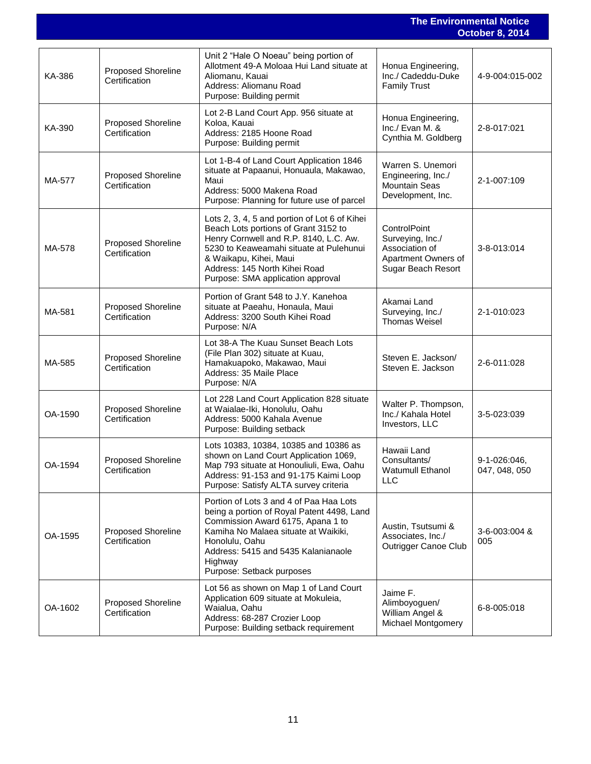| KA-386 | Proposed Shoreline Certification | Unit 2 "Hale O Noeau" being portion of Allotment 49-A Moloaa Hui Land situate at Aliomanu, Kauai<br>Address: Aliomanu Road<br>Purpose: Building permit | Honua Engineering, Inc./ Cadeddu-Duke Family Trust | 4-9-004:015-002 |
|---|---|---|---|---|
| KA-390 | Proposed Shoreline Certification | Lot 2-B Land Court App. 956 situate at Koloa, Kauai<br>Address: 2185 Hoone Road<br>Purpose: Building permit | Honua Engineering, Inc./ Evan M. & Cynthia M. Goldberg | 2-8-017:021 |
| MA-577 | Proposed Shoreline Certification | Lot 1-B-4 of Land Court Application 1846 situate at Papaanui, Honouaula, Makawao, Maui<br>Address: 5000 Makena Road<br>Purpose: Planning for future use of parcel | Warren S. Unemori Engineering, Inc./ Mountain Seas Development, Inc. | 2-1-007:109 |
| MA-578 | Proposed Shoreline Certification | Lots 2, 3, 4, 5 and portion of Lot 6 of Kihei Beach Lots portions of Grant 3152 to Henry Cornwell and R.P. 8140, L.C. Aw. 5230 to Keaweamahi situate at Pulehunui & Waikapu, Kihei, Maui<br>Address: 145 North Kihei Road<br>Purpose: SMA application approval | ControlPoint Surveying, Inc./ Association of Apartment Owners of Sugar Beach Resort | 3-8-013:014 |
| MA-581 | Proposed Shoreline Certification | Portion of Grant 548 to J.Y. Kanehoa situate at Paeahu, Honaula, Maui<br>Address: 3200 South Kihei Road<br>Purpose: N/A | Akamai Land Surveying, Inc./ Thomas Weisel | 2-1-010:023 |
| MA-585 | Proposed Shoreline Certification | Lot 38-A The Kuau Sunset Beach Lots (File Plan 302) situate at Kuau, Hamakuapoko, Makawao, Maui<br>Address: 35 Maile Place<br>Purpose: N/A | Steven E. Jackson/ Steven E. Jackson | 2-6-011:028 |
| OA-1590 | Proposed Shoreline Certification | Lot 228 Land Court Application 828 situate at Waialae-Iki, Honolulu, Oahu<br>Address: 5000 Kahala Avenue<br>Purpose: Building setback | Walter P. Thompson, Inc./ Kahala Hotel Investors, LLC | 3-5-023:039 |
| OA-1594 | Proposed Shoreline Certification | Lots 10383, 10384, 10385 and 10386 as shown on Land Court Application 1069, Map 793 situate at Honouliuli, Ewa, Oahu<br>Address: 91-153 and 91-175 Kaimi Loop<br>Purpose: Satisfy ALTA survey criteria | Hawaii Land Consultants/ Watumull Ethanol LLC | 9-1-026:046, 047, 048, 050 |
| OA-1595 | Proposed Shoreline Certification | Portion of Lots 3 and 4 of Paa Haa Lots being a portion of Royal Patent 4498, Land Commission Award 6175, Apana 1 to Kamiha No Malaea situate at Waikiki, Honolulu, Oahu<br>Address: 5415 and 5435 Kalanianaole Highway<br>Purpose: Setback purposes | Austin, Tsutsumi & Associates, Inc./ Outrigger Canoe Club | 3-6-003:004 & 005 |
| OA-1602 | Proposed Shoreline Certification | Lot 56 as shown on Map 1 of Land Court Application 609 situate at Mokuleia, Waialua, Oahu<br>Address: 68-287 Crozier Loop<br>Purpose: Building setback requirement | Jaime F. Alimboyoguen/ William Angel & Michael Montgomery | 6-8-005:018 |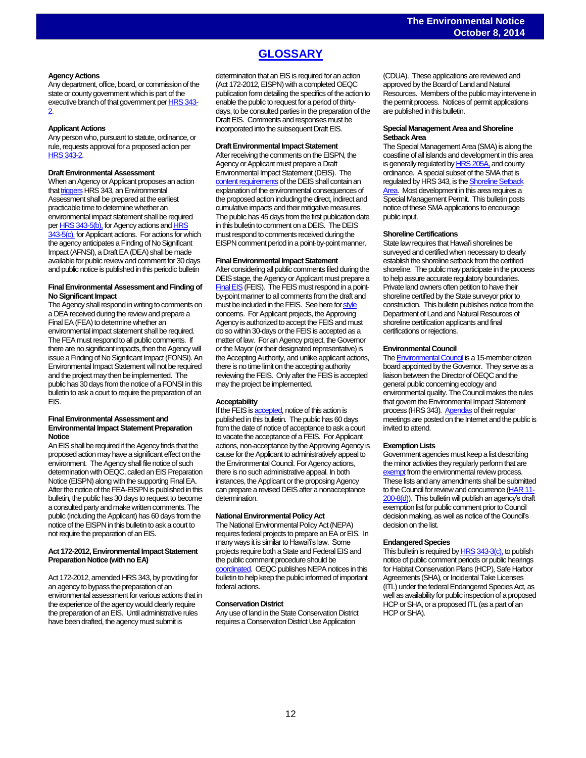# GLOSSARY

**Agency Actions**
Any department, office, board, or commission of the state or county government which is part of the executive branch of that government per HRS 343-2.

**Applicant Actions**
Any person who, pursuant to statute, ordinance, or rule, requests approval for a proposed action per HRS 343-2.

**Draft Environmental Assessment**
When an Agency or Applicant proposes an action that triggers HRS 343, an Environmental Assessment shall be prepared at the earliest practicable time to determine whether an environmental impact statement shall be required per HRS 343-5(b), for Agency actions and HRS 343-5(c), for Applicant actions. For actions for which the agency anticipates a Finding of No Significant Impact (AFNSI), a Draft EA (DEA) shall be made available for public review and comment for 30 days and public notice is published in this periodic bulletin

**Final Environmental Assessment and Finding of No Significant Impact**
The Agency shall respond in writing to comments on a DEA received during the review and prepare a Final EA (FEA) to determine whether an environmental impact statement shall be required. The FEA must respond to all public comments. If there are no significant impacts, then the Agency will issue a Finding of No Significant Impact (FONSI). An Environmental Impact Statement will not be required and the project may then be implemented. The public has 30 days from the notice of a FONSI in this bulletin to ask a court to require the preparation of an EIS.

**Final Environmental Assessment and Environmental Impact Statement Preparation Notice**
An EIS shall be required if the Agency finds that the proposed action may have a significant effect on the environment. The Agency shall file notice of such determination with OEQC, called an EIS Preparation Notice (EISPN) along with the supporting Final EA. After the notice of the FEA-EISPN is published in this bulletin, the public has 30 days to request to become a consulted party and make written comments. The public (including the Applicant) has 60 days from the notice of the EISPN in this bulletin to ask a court to not require the preparation of an EIS.

**Act 172-2012, Environmental Impact Statement Preparation Notice (with no EA)**

Act 172-2012, amended HRS 343, by providing for an agency to bypass the preparation of an environmental assessment for various actions that in the experience of the agency would clearly require the preparation of an EIS. Until administrative rules have been drafted, the agency must submit is determination that an EIS is required for an action (Act 172-2012, EISPN) with a completed OEQC publication form detailing the specifics of the action to enable the public to request for a period of thirty-days, to be consulted parties in the preparation of the Draft EIS. Comments and responses must be incorporated into the subsequent Draft EIS.

**Draft Environmental Impact Statement**
After receiving the comments on the EISPN, the Agency or Applicant must prepare a Draft Environmental Impact Statement (DEIS). The content requirements of the DEIS shall contain an explanation of the environmental consequences of the proposed action including the direct, indirect and cumulative impacts and their mitigative measures. The public has 45 days from the first publication date in this bulletin to comment on a DEIS. The DEIS must respond to comments received during the EISPN comment period in a point-by-point manner.

**Final Environmental Impact Statement**
After considering all public comments filed during the DEIS stage, the Agency or Applicant must prepare a Final EIS (FEIS). The FEIS must respond in a point-by-point manner to all comments from the draft and must be included in the FEIS. See here for style concerns. For Applicant projects, the Approving Agency is authorized to accept the FEIS and must do so within 30-days or the FEIS is accepted as a matter of law. For an Agency project, the Governor or the Mayor (or their designated representative) is the Accepting Authority, and unlike applicant actions, there is no time limit on the accepting authority reviewing the FEIS. Only after the FEIS is accepted may the project be implemented.

**Acceptability**
If the FEIS is accepted, notice of this action is published in this bulletin. The public has 60 days from the date of notice of acceptance to ask a court to vacate the acceptance of a FEIS. For Applicant actions, non-acceptance by the Approving Agency is cause for the Applicant to administratively appeal to the Environmental Council. For Agency actions, there is no such administrative appeal. In both instances, the Applicant or the proposing Agency can prepare a revised DEIS after a nonacceptance determination.

**National Environmental Policy Act**
The National Environmental Policy Act (NEPA) requires federal projects to prepare an EA or EIS. In many ways it is similar to Hawaiʻi's law. Some projects require both a State and Federal EIS and the public comment procedure should be coordinated. OEQC publishes NEPA notices in this bulletin to help keep the public informed of important federal actions.

**Conservation District**
Any use of land in the State Conservation District requires a Conservation District Use Application (CDUA). These applications are reviewed and approved by the Board of Land and Natural Resources. Members of the public may intervene in the permit process. Notices of permit applications are published in this bulletin.

**Special Management Area and Shoreline Setback Area**
The Special Management Area (SMA) is along the coastline of all islands and development in this area is generally regulated by HRS 205A, and county ordinance. A special subset of the SMA that is regulated by HRS 343, is the Shoreline Setback Area. Most development in this area requires a Special Management Permit. This bulletin posts notice of these SMA applications to encourage public input.

**Shoreline Certifications**
State law requires that Hawaiʻi shorelines be surveyed and certified when necessary to clearly establish the shoreline setback from the certified shoreline. The public may participate in the process to help assure accurate regulatory boundaries. Private land owners often petition to have their shoreline certified by the State surveyor prior to construction. This bulletin publishes notice from the Department of Land and Natural Resources of shoreline certification applicants and final certifications or rejections.

**Environmental Council**
The Environmental Council is a 15-member citizen board appointed by the Governor. They serve as a liaison between the Director of OEQC and the general public concerning ecology and environmental quality. The Council makes the rules that govern the Environmental Impact Statement process (HRS 343). Agendas of their regular meetings are posted on the Internet and the public is invited to attend.

**Exemption Lists**
Government agencies must keep a list describing the minor activities they regularly perform that are exempt from the environmental review process. These lists and any amendments shall be submitted to the Council for review and concurrence (HAR 11-200-8(d)). This bulletin will publish an agency's draft exemption list for public comment prior to Council decision making, as well as notice of the Council's decision on the list.

**Endangered Species**
This bulletin is required by HRS 343-3(c), to publish notice of public comment periods or public hearings for Habitat Conservation Plans (HCP), Safe Harbor Agreements (SHA), or Incidental Take Licenses (ITL) under the federal Endangered Species Act, as well as availability for public inspection of a proposed HCP or SHA, or a proposed ITL (as a part of an HCP or SHA).